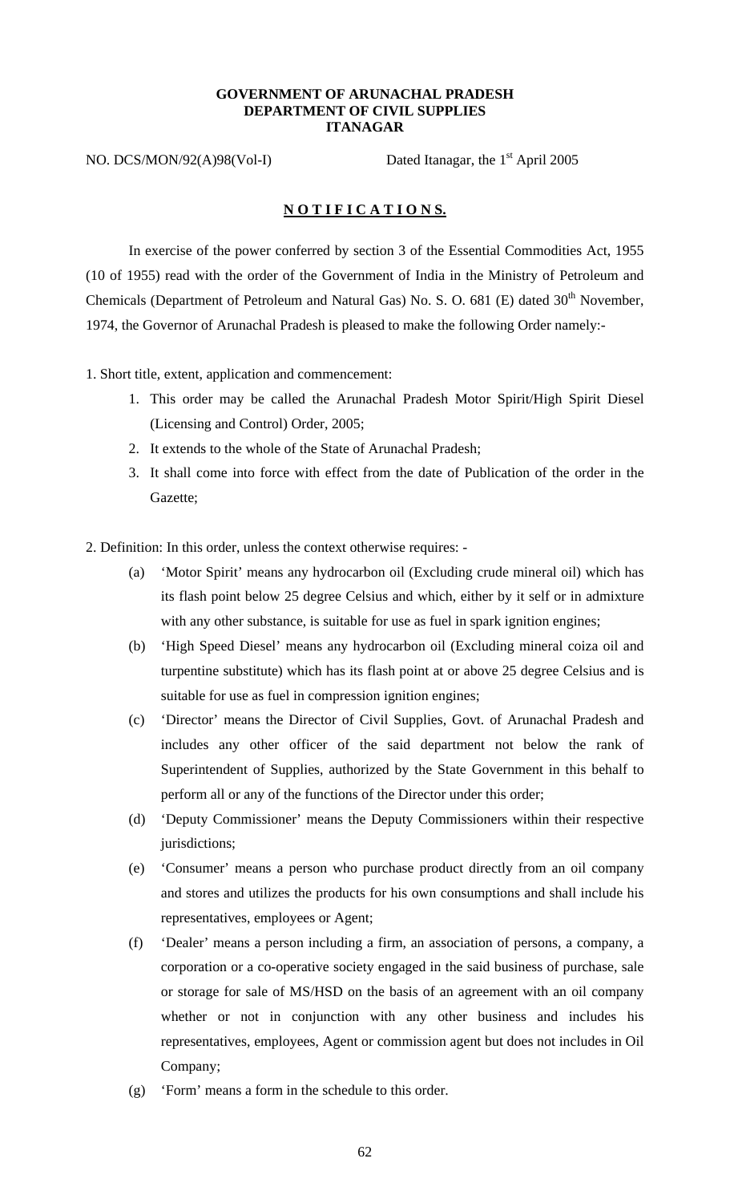**GOVERNMENT OF ARUNACHAL PRADESH**
**DEPARTMENT OF CIVIL SUPPLIES**
**ITANAGAR**

NO. DCS/MON/92(A)98(Vol-I) Dated Itanagar, the 1st April 2005

## N O T I F I C A T I O N S.

In exercise of the power conferred by section 3 of the Essential Commodities Act, 1955 (10 of 1955) read with the order of the Government of India in the Ministry of Petroleum and Chemicals (Department of Petroleum and Natural Gas) No. S. O. 681 (E) dated 30th November, 1974, the Governor of Arunachal Pradesh is pleased to make the following Order namely:-

1. Short title, extent, application and commencement:
   1. This order may be called the Arunachal Pradesh Motor Spirit/High Spirit Diesel (Licensing and Control) Order, 2005;
   2. It extends to the whole of the State of Arunachal Pradesh;
   3. It shall come into force with effect from the date of Publication of the order in the Gazette;

2. Definition: In this order, unless the context otherwise requires: -
   - (a) 'Motor Spirit' means any hydrocarbon oil (Excluding crude mineral oil) which has its flash point below 25 degree Celsius and which, either by it self or in admixture with any other substance, is suitable for use as fuel in spark ignition engines;
   - (b) 'High Speed Diesel' means any hydrocarbon oil (Excluding mineral coiza oil and turpentine substitute) which has its flash point at or above 25 degree Celsius and is suitable for use as fuel in compression ignition engines;
   - (c) 'Director' means the Director of Civil Supplies, Govt. of Arunachal Pradesh and includes any other officer of the said department not below the rank of Superintendent of Supplies, authorized by the State Government in this behalf to perform all or any of the functions of the Director under this order;
   - (d) 'Deputy Commissioner' means the Deputy Commissioners within their respective jurisdictions;
   - (e) 'Consumer' means a person who purchase product directly from an oil company and stores and utilizes the products for his own consumptions and shall include his representatives, employees or Agent;
   - (f) 'Dealer' means a person including a firm, an association of persons, a company, a corporation or a co-operative society engaged in the said business of purchase, sale or storage for sale of MS/HSD on the basis of an agreement with an oil company whether or not in conjunction with any other business and includes his representatives, employees, Agent or commission agent but does not includes in Oil Company;
   - (g) 'Form' means a form in the schedule to this order.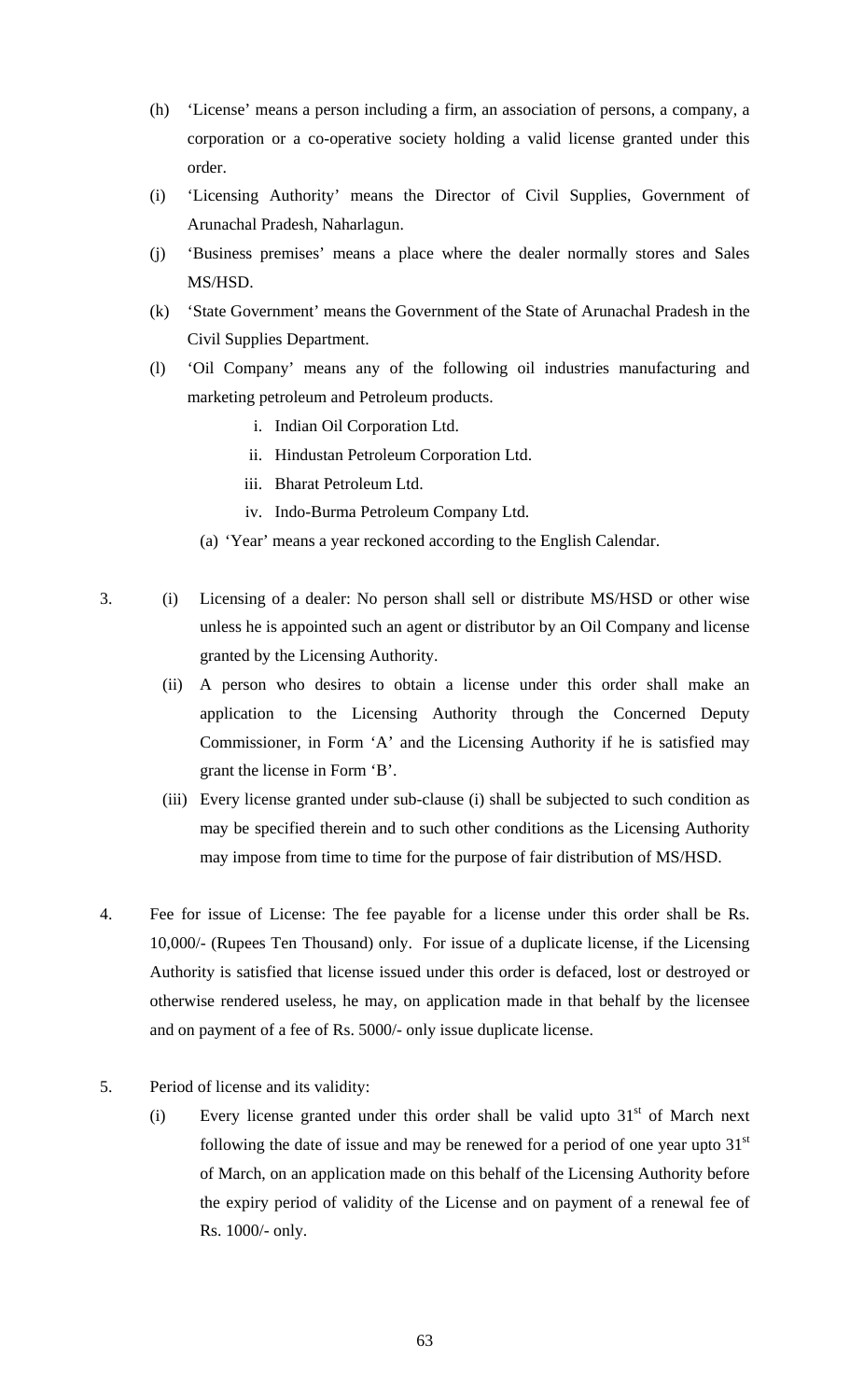(h) 'License' means a person including a firm, an association of persons, a company, a corporation or a co-operative society holding a valid license granted under this order.

(i) 'Licensing Authority' means the Director of Civil Supplies, Government of Arunachal Pradesh, Naharlagun.

(j) 'Business premises' means a place where the dealer normally stores and Sales MS/HSD.

(k) 'State Government' means the Government of the State of Arunachal Pradesh in the Civil Supplies Department.

(l) 'Oil Company' means any of the following oil industries manufacturing and marketing petroleum and Petroleum products.

   i. Indian Oil Corporation Ltd.
   ii. Hindustan Petroleum Corporation Ltd.
   iii. Bharat Petroleum Ltd.
   iv. Indo-Burma Petroleum Company Ltd.

(a) 'Year' means a year reckoned according to the English Calendar.

3. (i) Licensing of a dealer: No person shall sell or distribute MS/HSD or other wise unless he is appointed such an agent or distributor by an Oil Company and license granted by the Licensing Authority.

(ii) A person who desires to obtain a license under this order shall make an application to the Licensing Authority through the Concerned Deputy Commissioner, in Form 'A' and the Licensing Authority if he is satisfied may grant the license in Form 'B'.

(iii) Every license granted under sub-clause (i) shall be subjected to such condition as may be specified therein and to such other conditions as the Licensing Authority may impose from time to time for the purpose of fair distribution of MS/HSD.

4. Fee for issue of License: The fee payable for a license under this order shall be Rs. 10,000/- (Rupees Ten Thousand) only. For issue of a duplicate license, if the Licensing Authority is satisfied that license issued under this order is defaced, lost or destroyed or otherwise rendered useless, he may, on application made in that behalf by the licensee and on payment of a fee of Rs. 5000/- only issue duplicate license.

5. Period of license and its validity:

(i) Every license granted under this order shall be valid upto 31st of March next following the date of issue and may be renewed for a period of one year upto 31st of March, on an application made on this behalf of the Licensing Authority before the expiry period of validity of the License and on payment of a renewal fee of Rs. 1000/- only.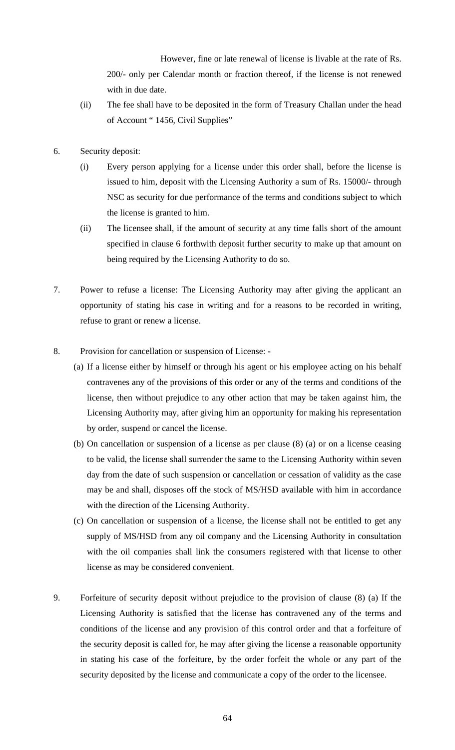However, fine or late renewal of license is livable at the rate of Rs. 200/- only per Calendar month or fraction thereof, if the license is not renewed with in due date.

(ii) The fee shall have to be deposited in the form of Treasury Challan under the head of Account " 1456, Civil Supplies"

6. Security deposit:

   (i) Every person applying for a license under this order shall, before the license is issued to him, deposit with the Licensing Authority a sum of Rs. 15000/- through NSC as security for due performance of the terms and conditions subject to which the license is granted to him.

   (ii) The licensee shall, if the amount of security at any time falls short of the amount specified in clause 6 forthwith deposit further security to make up that amount on being required by the Licensing Authority to do so.

7. Power to refuse a license: The Licensing Authority may after giving the applicant an opportunity of stating his case in writing and for a reasons to be recorded in writing, refuse to grant or renew a license.

8. Provision for cancellation or suspension of License: -

   (a) If a license either by himself or through his agent or his employee acting on his behalf contravenes any of the provisions of this order or any of the terms and conditions of the license, then without prejudice to any other action that may be taken against him, the Licensing Authority may, after giving him an opportunity for making his representation by order, suspend or cancel the license.

   (b) On cancellation or suspension of a license as per clause (8) (a) or on a license ceasing to be valid, the license shall surrender the same to the Licensing Authority within seven day from the date of such suspension or cancellation or cessation of validity as the case may be and shall, disposes off the stock of MS/HSD available with him in accordance with the direction of the Licensing Authority.

   (c) On cancellation or suspension of a license, the license shall not be entitled to get any supply of MS/HSD from any oil company and the Licensing Authority in consultation with the oil companies shall link the consumers registered with that license to other license as may be considered convenient.

9. Forfeiture of security deposit without prejudice to the provision of clause (8) (a) If the Licensing Authority is satisfied that the license has contravened any of the terms and conditions of the license and any provision of this control order and that a forfeiture of the security deposit is called for, he may after giving the license a reasonable opportunity in stating his case of the forfeiture, by the order forfeit the whole or any part of the security deposited by the license and communicate a copy of the order to the licensee.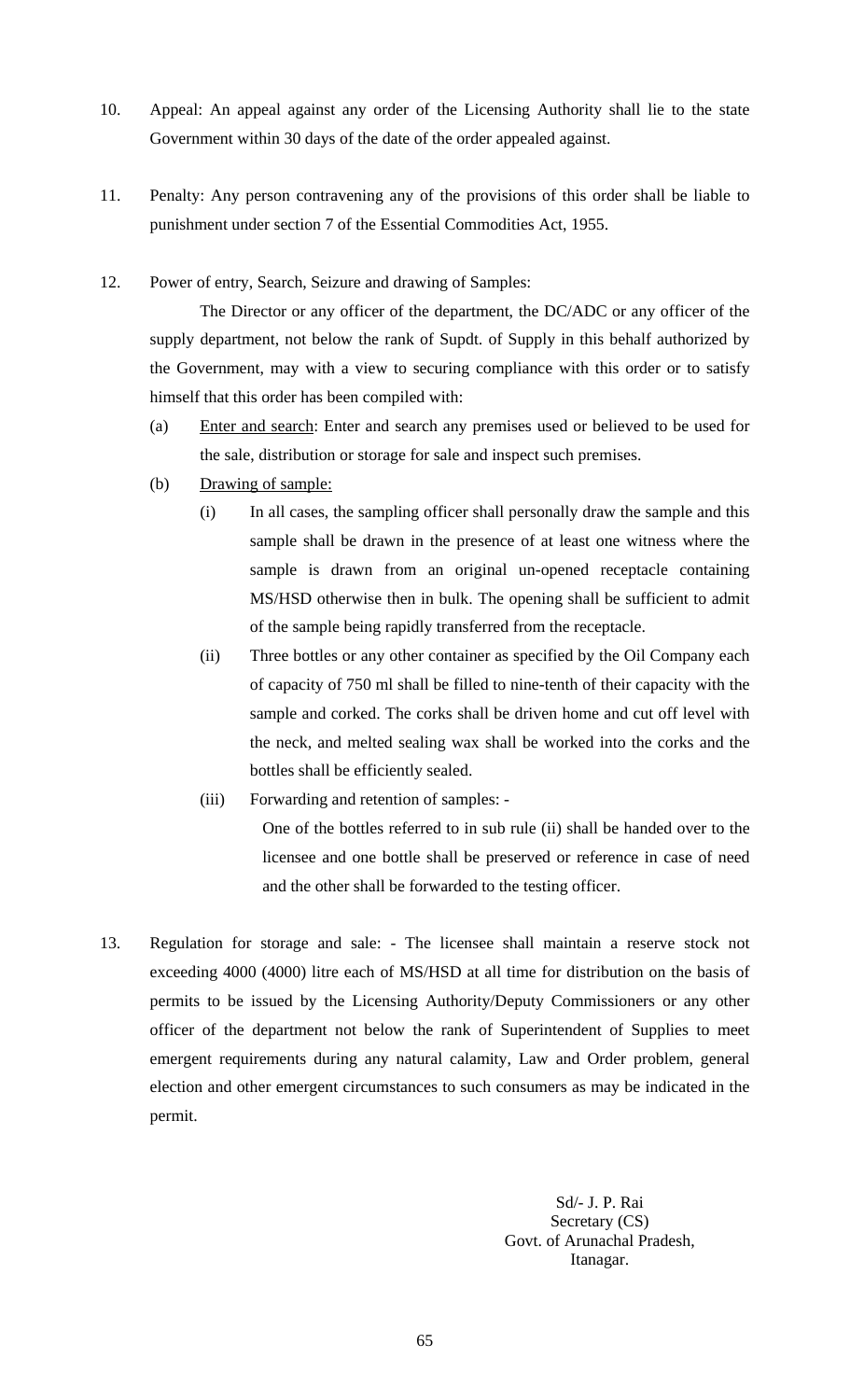10. Appeal: An appeal against any order of the Licensing Authority shall lie to the state Government within 30 days of the date of the order appealed against.

11. Penalty: Any person contravening any of the provisions of this order shall be liable to punishment under section 7 of the Essential Commodities Act, 1955.

12. Power of entry, Search, Seizure and drawing of Samples:

    The Director or any officer of the department, the DC/ADC or any officer of the supply department, not below the rank of Supdt. of Supply in this behalf authorized by the Government, may with a view to securing compliance with this order or to satisfy himself that this order has been compiled with:

    (a) <u>Enter and search</u>: Enter and search any premises used or believed to be used for the sale, distribution or storage for sale and inspect such premises.

    (b) <u>Drawing of sample:</u>

    (i) In all cases, the sampling officer shall personally draw the sample and this sample shall be drawn in the presence of at least one witness where the sample is drawn from an original un-opened receptacle containing MS/HSD otherwise then in bulk. The opening shall be sufficient to admit of the sample being rapidly transferred from the receptacle.

    (ii) Three bottles or any other container as specified by the Oil Company each of capacity of 750 ml shall be filled to nine-tenth of their capacity with the sample and corked. The corks shall be driven home and cut off level with the neck, and melted sealing wax shall be worked into the corks and the bottles shall be efficiently sealed.

    (iii) Forwarding and retention of samples: -

    One of the bottles referred to in sub rule (ii) shall be handed over to the licensee and one bottle shall be preserved or reference in case of need and the other shall be forwarded to the testing officer.

13. Regulation for storage and sale: - The licensee shall maintain a reserve stock not exceeding 4000 (4000) litre each of MS/HSD at all time for distribution on the basis of permits to be issued by the Licensing Authority/Deputy Commissioners or any other officer of the department not below the rank of Superintendent of Supplies to meet emergent requirements during any natural calamity, Law and Order problem, general election and other emergent circumstances to such consumers as may be indicated in the permit.

Sd/- J. P. Rai
Secretary (CS)
Govt. of Arunachal Pradesh,
Itanagar.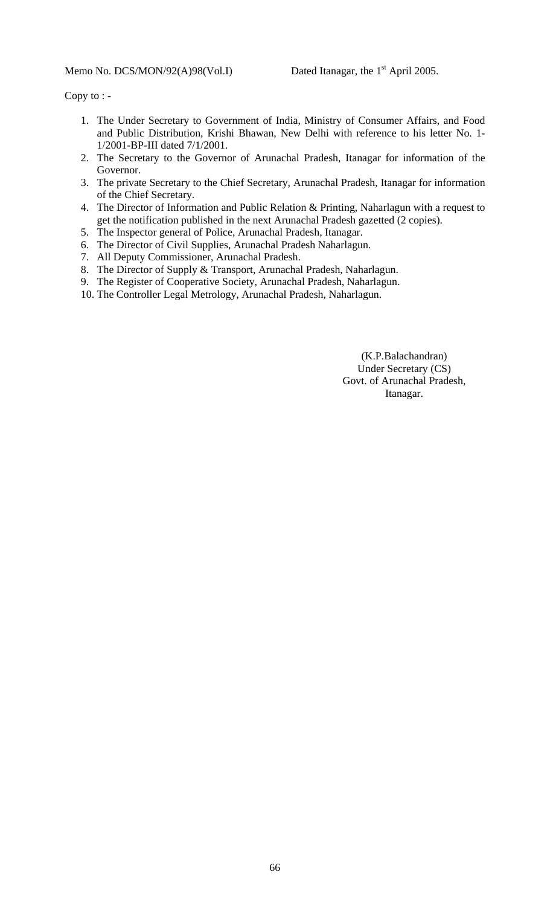Memo No. DCS/MON/92(A)98(Vol.I)    Dated Itanagar, the 1st April 2005.

Copy to : -

1. The Under Secretary to Government of India, Ministry of Consumer Affairs, and Food and Public Distribution, Krishi Bhawan, New Delhi with reference to his letter No. 1-1/2001-BP-III dated 7/1/2001.
2. The Secretary to the Governor of Arunachal Pradesh, Itanagar for information of the Governor.
3. The private Secretary to the Chief Secretary, Arunachal Pradesh, Itanagar for information of the Chief Secretary.
4. The Director of Information and Public Relation & Printing, Naharlagun with a request to get the notification published in the next Arunachal Pradesh gazetted (2 copies).
5. The Inspector general of Police, Arunachal Pradesh, Itanagar.
6. The Director of Civil Supplies, Arunachal Pradesh Naharlagun.
7. All Deputy Commissioner, Arunachal Pradesh.
8. The Director of Supply & Transport, Arunachal Pradesh, Naharlagun.
9. The Register of Cooperative Society, Arunachal Pradesh, Naharlagun.
10. The Controller Legal Metrology, Arunachal Pradesh, Naharlagun.

(K.P.Balachandran)
Under Secretary (CS)
Govt. of Arunachal Pradesh,
Itanagar.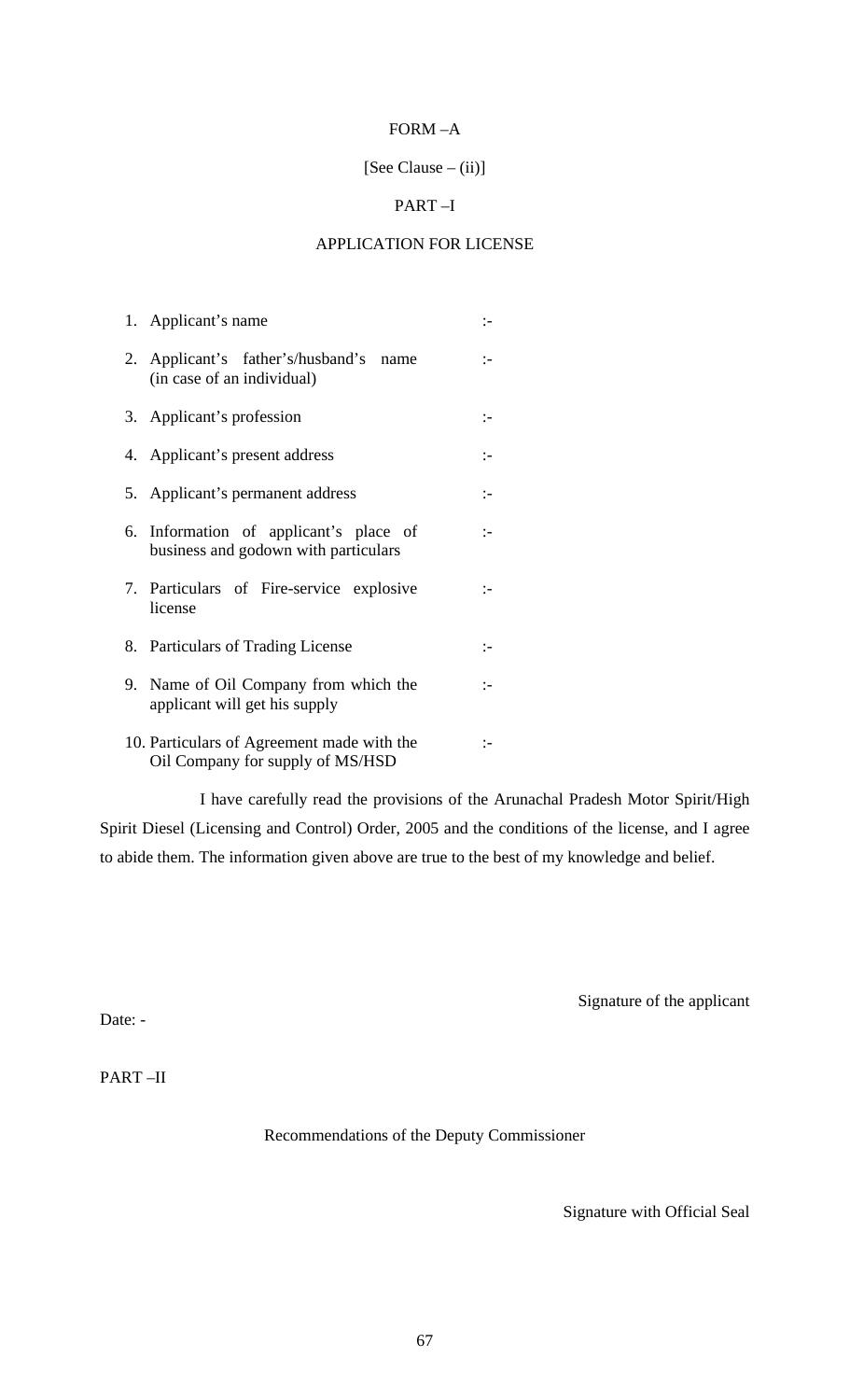FORM –A

[See Clause – (ii)]

PART –I

APPLICATION FOR LICENSE

1. Applicant's name :-
2. Applicant's father's/husband's name (in case of an individual) :-
3. Applicant's profession :-
4. Applicant's present address :-
5. Applicant's permanent address :-
6. Information of applicant's place of business and godown with particulars :-
7. Particulars of Fire-service explosive license :-
8. Particulars of Trading License :-
9. Name of Oil Company from which the applicant will get his supply :-
10. Particulars of Agreement made with the Oil Company for supply of MS/HSD :-

I have carefully read the provisions of the Arunachal Pradesh Motor Spirit/High Spirit Diesel (Licensing and Control) Order, 2005 and the conditions of the license, and I agree to abide them. The information given above are true to the best of my knowledge and belief.

Signature of the applicant

Date: -

PART –II

Recommendations of the Deputy Commissioner

Signature with Official Seal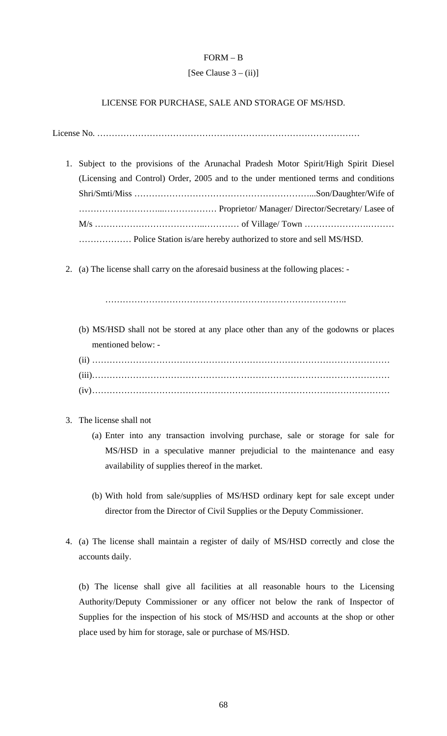FORM – B

[See Clause 3 – (ii)]

LICENSE FOR PURCHASE, SALE AND STORAGE OF MS/HSD.

License No. ………………………………………………………………………………

1. Subject to the provisions of the Arunachal Pradesh Motor Spirit/High Spirit Diesel (Licensing and Control) Order, 2005 and to the under mentioned terms and conditions Shri/Smti/Miss ……………………………………………………...Son/Daughter/Wife of ………………………...……………… Proprietor/ Manager/ Director/Secretary/ Lasee of M/s ……………………………..………… of Village/ Town ……………………..……… ……………… Police Station is/are hereby authorized to store and sell MS/HSD.

2. (a) The license shall carry on the aforesaid business at the following places: -

   ………………………………………………………………………..

   (b) MS/HSD shall not be stored at any place other than any of the godowns or places mentioned below: -

   (ii) …………………………………………………………………………………………

   (iii)…………………………………………………………………………………………

   (iv)…………………………………………………………………………………………

3. The license shall not

   (a) Enter into any transaction involving purchase, sale or storage for sale for MS/HSD in a speculative manner prejudicial to the maintenance and easy availability of supplies thereof in the market.

   (b) With hold from sale/supplies of MS/HSD ordinary kept for sale except under director from the Director of Civil Supplies or the Deputy Commissioner.

4. (a) The license shall maintain a register of daily of MS/HSD correctly and close the accounts daily.

   (b) The license shall give all facilities at all reasonable hours to the Licensing Authority/Deputy Commissioner or any officer not below the rank of Inspector of Supplies for the inspection of his stock of MS/HSD and accounts at the shop or other place used by him for storage, sale or purchase of MS/HSD.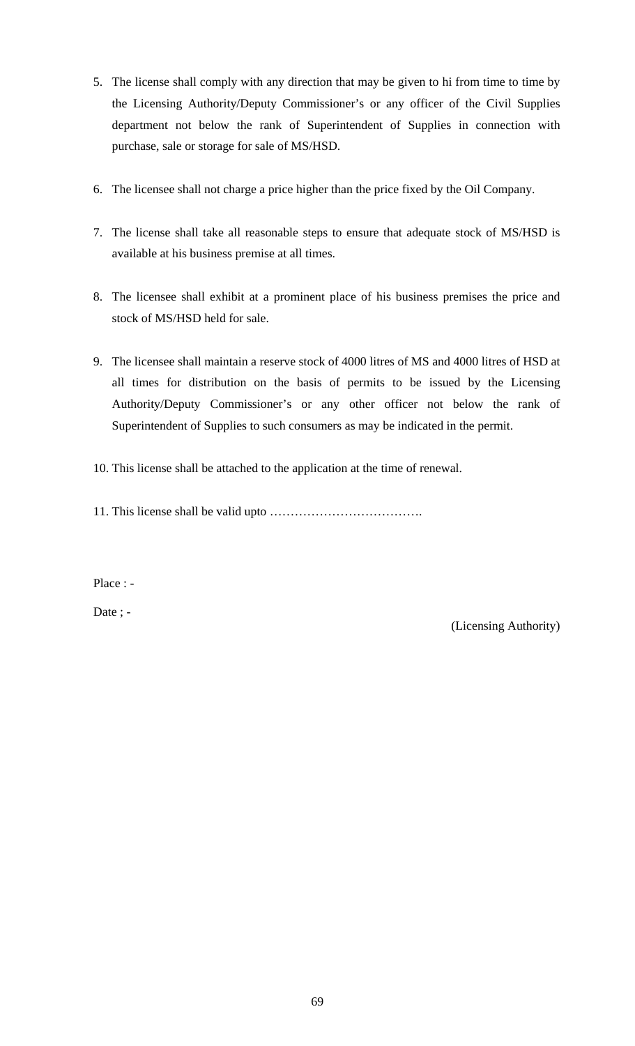5. The license shall comply with any direction that may be given to hi from time to time by the Licensing Authority/Deputy Commissioner's or any officer of the Civil Supplies department not below the rank of Superintendent of Supplies in connection with purchase, sale or storage for sale of MS/HSD.

6. The licensee shall not charge a price higher than the price fixed by the Oil Company.

7. The license shall take all reasonable steps to ensure that adequate stock of MS/HSD is available at his business premise at all times.

8. The licensee shall exhibit at a prominent place of his business premises the price and stock of MS/HSD held for sale.

9. The licensee shall maintain a reserve stock of 4000 litres of MS and 4000 litres of HSD at all times for distribution on the basis of permits to be issued by the Licensing Authority/Deputy Commissioner's or any other officer not below the rank of Superintendent of Supplies to such consumers as may be indicated in the permit.

10. This license shall be attached to the application at the time of renewal.

11. This license shall be valid upto ……………………………….

Place : -

Date ; -

(Licensing Authority)